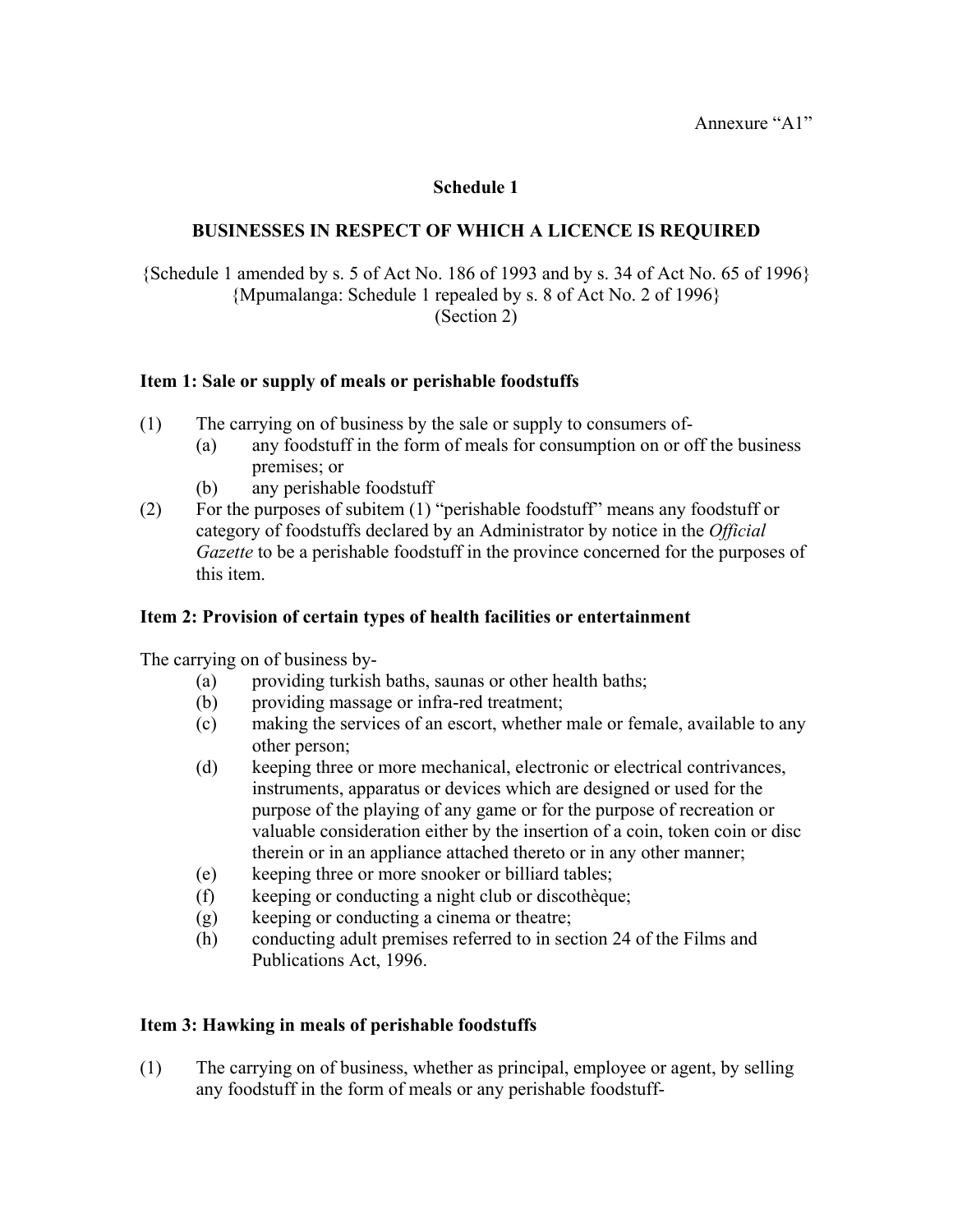Annexure “A1”

## Schedule 1

## BUSINESSES IN RESPECT OF WHICH A LICENCE IS REQUIRED

{Schedule 1 amended by s. 5 of Act No. 186 of 1993 and by s. 34 of Act No. 65 of 1996}
{Mpumalanga: Schedule 1 repealed by s. 8 of Act No. 2 of 1996}
(Section 2)

### Item 1: Sale or supply of meals or perishable foodstuffs

(1) The carrying on of business by the sale or supply to consumers of-
  (a) any foodstuff in the form of meals for consumption on or off the business premises; or
  (b) any perishable foodstuff

(2) For the purposes of subitem (1) “perishable foodstuff” means any foodstuff or category of foodstuffs declared by an Administrator by notice in the *Official Gazette* to be a perishable foodstuff in the province concerned for the purposes of this item.

### Item 2: Provision of certain types of health facilities or entertainment

The carrying on of business by-
  (a) providing turkish baths, saunas or other health baths;
  (b) providing massage or infra-red treatment;
  (c) making the services of an escort, whether male or female, available to any other person;
  (d) keeping three or more mechanical, electronic or electrical contrivances, instruments, apparatus or devices which are designed or used for the purpose of the playing of any game or for the purpose of recreation or valuable consideration either by the insertion of a coin, token coin or disc therein or in an appliance attached thereto or in any other manner;
  (e) keeping three or more snooker or billiard tables;
  (f) keeping or conducting a night club or discothèque;
  (g) keeping or conducting a cinema or theatre;
  (h) conducting adult premises referred to in section 24 of the Films and Publications Act, 1996.

### Item 3: Hawking in meals of perishable foodstuffs

(1) The carrying on of business, whether as principal, employee or agent, by selling any foodstuff in the form of meals or any perishable foodstuff-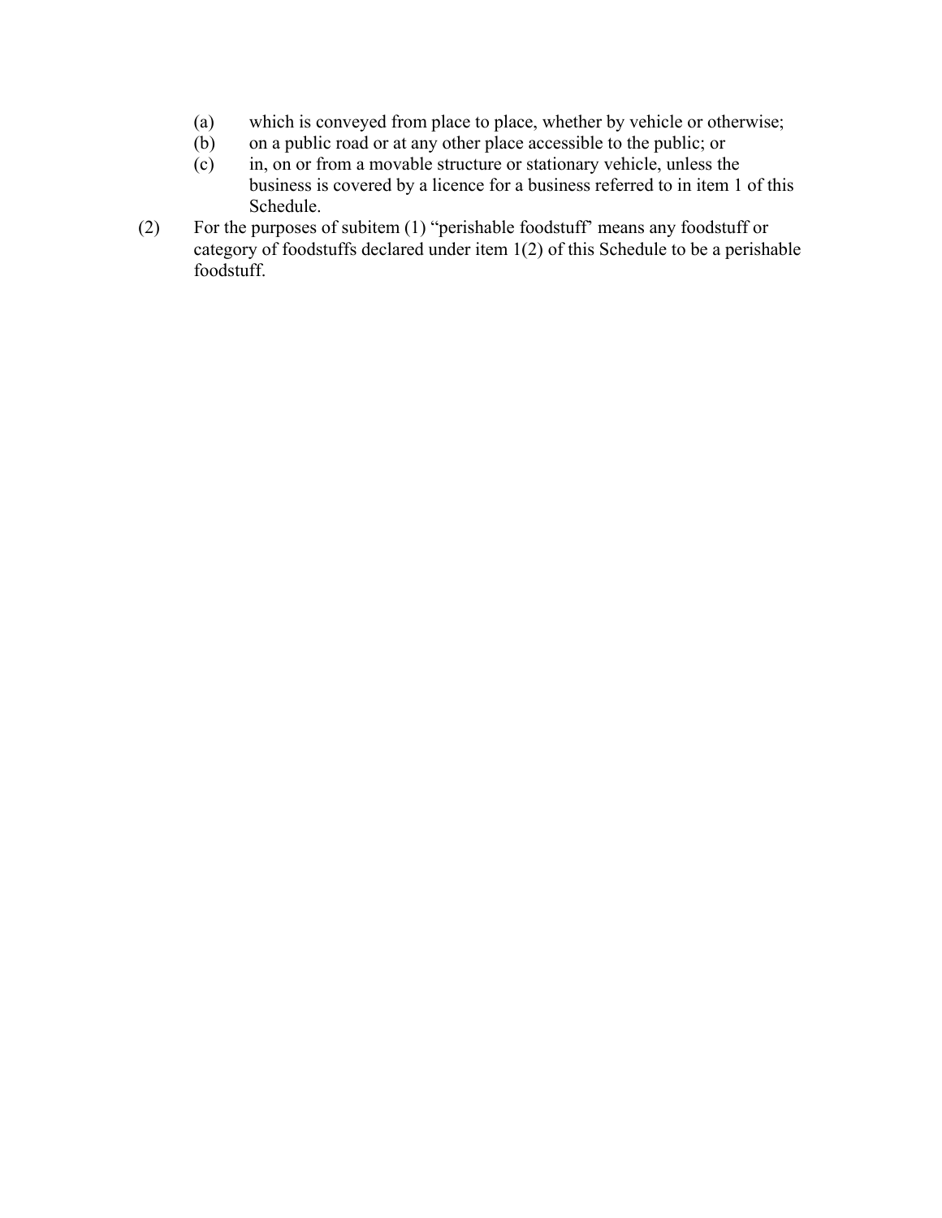(a) which is conveyed from place to place, whether by vehicle or otherwise;

(b) on a public road or at any other place accessible to the public; or

(c) in, on or from a movable structure or stationary vehicle, unless the business is covered by a licence for a business referred to in item 1 of this Schedule.

(2) For the purposes of subitem (1) "perishable foodstuff" means any foodstuff or category of foodstuffs declared under item 1(2) of this Schedule to be a perishable foodstuff.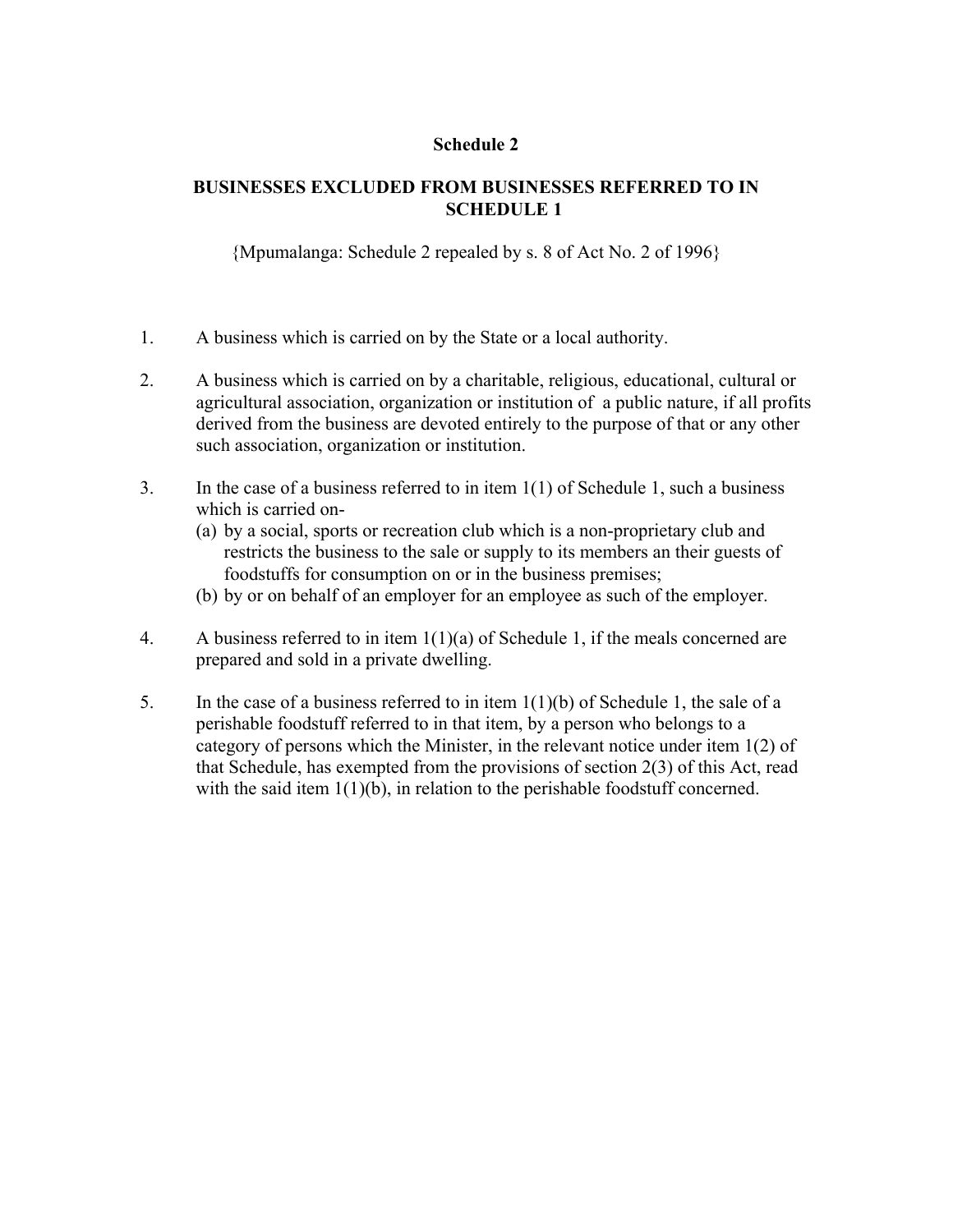**Schedule 2**

**BUSINESSES EXCLUDED FROM BUSINESSES REFERRED TO IN SCHEDULE 1**

{Mpumalanga: Schedule 2 repealed by s. 8 of Act No. 2 of 1996}

1. A business which is carried on by the State or a local authority.

2. A business which is carried on by a charitable, religious, educational, cultural or agricultural association, organization or institution of a public nature, if all profits derived from the business are devoted entirely to the purpose of that or any other such association, organization or institution.

3. In the case of a business referred to in item 1(1) of Schedule 1, such a business which is carried on-
   (a) by a social, sports or recreation club which is a non-proprietary club and restricts the business to the sale or supply to its members an their guests of foodstuffs for consumption on or in the business premises;
   (b) by or on behalf of an employer for an employee as such of the employer.

4. A business referred to in item 1(1)(a) of Schedule 1, if the meals concerned are prepared and sold in a private dwelling.

5. In the case of a business referred to in item 1(1)(b) of Schedule 1, the sale of a perishable foodstuff referred to in that item, by a person who belongs to a category of persons which the Minister, in the relevant notice under item 1(2) of that Schedule, has exempted from the provisions of section 2(3) of this Act, read with the said item 1(1)(b), in relation to the perishable foodstuff concerned.